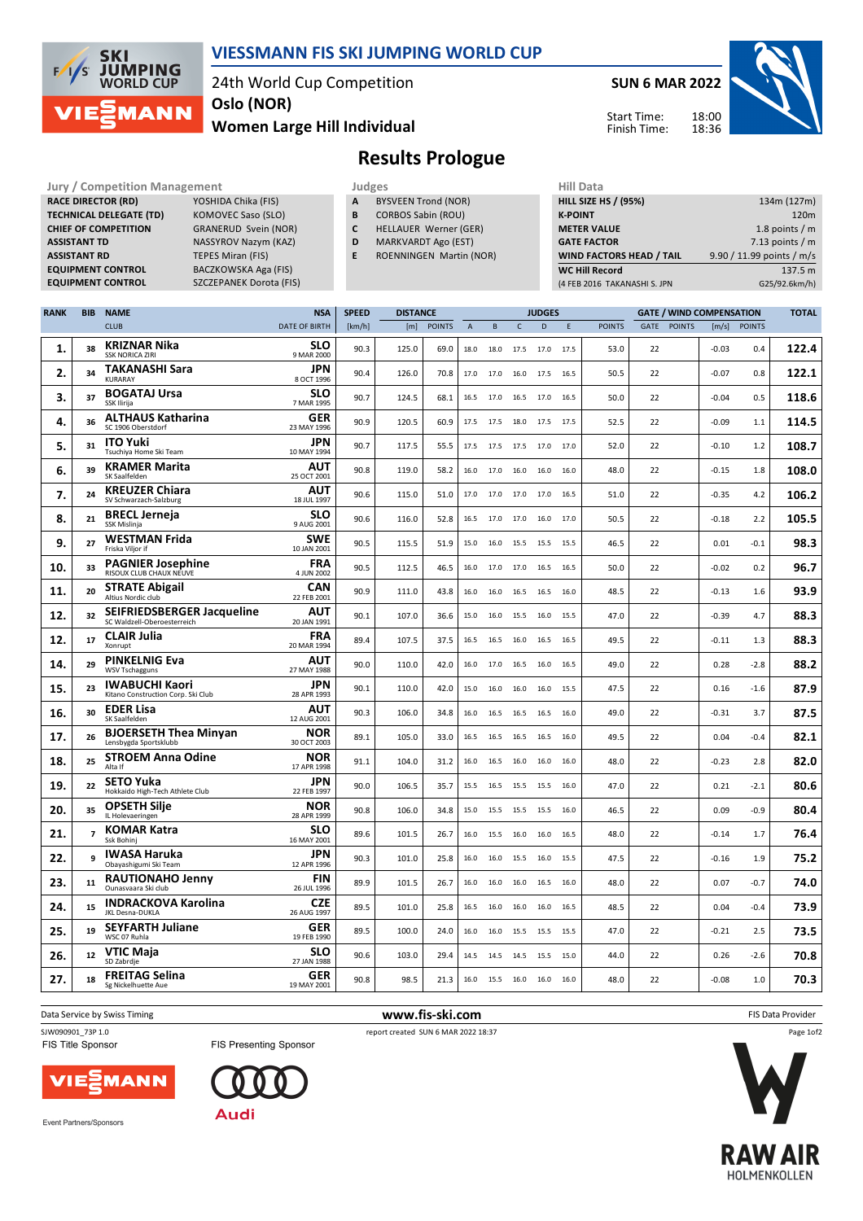# VIESSMANN FIS SKI JUMPING WORLD CUP

24th World Cup Competition
Oslo (NOR)
Women Large Hill Individual

**SUN 6 MAR 2022**

Start Time: 18:00
Finish Time: 18:36

## Results Prologue

| Jury / Competition Management | |
|---|---|
| RACE DIRECTOR (RD) | YOSHIDA Chika (FIS) |
| TECHNICAL DELEGATE (TD) | KOMOVEC Saso (SLO) |
| CHIEF OF COMPETITION | GRANERUD Svein (NOR) |
| ASSISTANT TD | NASSYROV Nazym (KAZ) |
| ASSISTANT RD | TEPES Miran (FIS) |
| EQUIPMENT CONTROL | BACZKOWSKA Aga (FIS) |
| EQUIPMENT CONTROL | SZCZEPANEK Dorota (FIS) |

| Judges | |
|---|---|
| A | BYSVEEN Trond (NOR) |
| B | CORBOS Sabin (ROU) |
| C | HELLAUER Werner (GER) |
| D | MARKVARDT Ago (EST) |
| E | ROENNINGEN Martin (NOR) |

| Hill Data | |
|---|---|
| HILL SIZE HS / (95%) | 134m (127m) |
| K-POINT | 120m |
| METER VALUE | 1.8 points / m |
| GATE FACTOR | 7.13 points / m |
| WIND FACTORS HEAD / TAIL | 9.90 / 11.99 points / m/s |
| WC Hill Record | 137.5 m |
| (4 FEB 2016 TAKANASHI S. JPN | G25/92.6km/h) |

| RANK | BIB | NAME / CLUB | NSA / DATE OF BIRTH | SPEED [km/h] | DISTANCE [m] | DISTANCE POINTS | A | B | C | D | E | JUDGES POINTS | GATE | GATE POINTS | WIND [m/s] | WIND POINTS | TOTAL |
|---|---|---|---|---|---|---|---|---|---|---|---|---|---|---|---|---|---|
| 1. | 38 | **KRIZNAR Nika** SSK NORICA ZIRI | SLO 9 MAR 2000 | 90.3 | 125.0 | 69.0 | 18.0 | 18.0 | 17.5 | 17.0 | 17.5 | 53.0 | 22 | | -0.03 | 0.4 | 122.4 |
| 2. | 34 | **TAKANASHI Sara** KURARAY | JPN 8 OCT 1996 | 90.4 | 126.0 | 70.8 | 17.0 | 17.0 | 16.0 | 17.5 | 16.5 | 50.5 | 22 | | -0.07 | 0.8 | 122.1 |
| 3. | 37 | **BOGATAJ Ursa** SSK Ilirija | SLO 7 MAR 1995 | 90.7 | 124.5 | 68.1 | 16.5 | 17.0 | 16.5 | 17.0 | 16.5 | 50.0 | 22 | | -0.04 | 0.5 | 118.6 |
| 4. | 36 | **ALTHAUS Katharina** SC 1906 Oberstdorf | GER 23 MAY 1996 | 90.9 | 120.5 | 60.9 | 17.5 | 17.5 | 18.0 | 17.5 | 17.5 | 52.5 | 22 | | -0.09 | 1.1 | 114.5 |
| 5. | 31 | **ITO Yuki** Tsuchiya Home Ski Team | JPN 10 MAY 1994 | 90.7 | 117.5 | 55.5 | 17.5 | 17.5 | 17.5 | 17.0 | 17.0 | 52.0 | 22 | | -0.10 | 1.2 | 108.7 |
| 6. | 39 | **KRAMER Marita** SK Saalfelden | AUT 25 OCT 2001 | 90.8 | 119.0 | 58.2 | 16.0 | 17.0 | 16.0 | 16.0 | 16.0 | 48.0 | 22 | | -0.15 | 1.8 | 108.0 |
| 7. | 24 | **KREUZER Chiara** SV Schwarzach-Salzburg | AUT 18 JUL 1997 | 90.6 | 115.0 | 51.0 | 17.0 | 17.0 | 17.0 | 17.0 | 16.5 | 51.0 | 22 | | -0.35 | 4.2 | 106.2 |
| 8. | 21 | **BRECL Jerneja** SSK Mislinja | SLO 9 AUG 2001 | 90.6 | 116.0 | 52.8 | 16.5 | 17.0 | 17.0 | 16.0 | 17.0 | 50.5 | 22 | | -0.18 | 2.2 | 105.5 |
| 9. | 27 | **WESTMAN Frida** Friska Viljor if | SWE 10 JAN 2001 | 90.5 | 115.5 | 51.9 | 15.0 | 16.0 | 15.5 | 15.5 | 15.5 | 46.5 | 22 | | 0.01 | -0.1 | 98.3 |
| 10. | 33 | **PAGNIER Josephine** RISOUX CLUB CHAUX NEUVE | FRA 4 JUN 2002 | 90.5 | 112.5 | 46.5 | 16.0 | 17.0 | 17.0 | 16.5 | 16.5 | 50.0 | 22 | | -0.02 | 0.2 | 96.7 |
| 11. | 20 | **STRATE Abigail** Altius Nordic club | CAN 22 FEB 2001 | 90.9 | 111.0 | 43.8 | 16.0 | 16.0 | 16.5 | 16.5 | 16.0 | 48.5 | 22 | | -0.13 | 1.6 | 93.9 |
| 12. | 32 | **SEIFRIEDSBERGER Jacqueline** SC Waldzell-Oberoesterreich | AUT 20 JAN 1991 | 90.1 | 107.0 | 36.6 | 15.0 | 16.0 | 15.5 | 16.0 | 15.5 | 47.0 | 22 | | -0.39 | 4.7 | 88.3 |
| 12. | 17 | **CLAIR Julia** Xonrupt | FRA 20 MAR 1994 | 89.4 | 107.5 | 37.5 | 16.5 | 16.5 | 16.0 | 16.5 | 16.5 | 49.5 | 22 | | -0.11 | 1.3 | 88.3 |
| 14. | 29 | **PINKELNIG Eva** WSV Tschagguns | AUT 27 MAY 1988 | 90.0 | 110.0 | 42.0 | 16.0 | 17.0 | 16.5 | 16.0 | 16.5 | 49.0 | 22 | | 0.28 | -2.8 | 88.2 |
| 15. | 23 | **IWABUCHI Kaori** Kitano Construction Corp. Ski Club | JPN 28 APR 1993 | 90.1 | 110.0 | 42.0 | 15.0 | 16.0 | 16.0 | 16.0 | 15.5 | 47.5 | 22 | | 0.16 | -1.6 | 87.9 |
| 16. | 30 | **EDER Lisa** SK Saalfelden | AUT 12 AUG 2001 | 90.3 | 106.0 | 34.8 | 16.0 | 16.5 | 16.5 | 16.5 | 16.0 | 49.0 | 22 | | -0.31 | 3.7 | 87.5 |
| 17. | 26 | **BJOERSETH Thea Minyan** Lensbygda Sportsklubb | NOR 30 OCT 2003 | 89.1 | 105.0 | 33.0 | 16.5 | 16.5 | 16.5 | 16.5 | 16.0 | 49.5 | 22 | | 0.04 | -0.4 | 82.1 |
| 18. | 25 | **STROEM Anna Odine** Alta If | NOR 17 APR 1998 | 91.1 | 104.0 | 31.2 | 16.0 | 16.5 | 16.0 | 16.0 | 16.0 | 48.0 | 22 | | -0.23 | 2.8 | 82.0 |
| 19. | 22 | **SETO Yuka** Hokkaido High-Tech Athlete Club | JPN 22 FEB 1997 | 90.0 | 106.5 | 35.7 | 15.5 | 16.5 | 15.5 | 15.5 | 16.0 | 47.0 | 22 | | 0.21 | -2.1 | 80.6 |
| 20. | 35 | **OPSETH Silje** IL Holevaeringen | NOR 28 APR 1999 | 90.8 | 106.0 | 34.8 | 15.0 | 15.5 | 15.5 | 15.5 | 16.0 | 46.5 | 22 | | 0.09 | -0.9 | 80.4 |
| 21. | 7 | **KOMAR Katra** Ssk Bohinj | SLO 16 MAY 2001 | 89.6 | 101.5 | 26.7 | 16.0 | 15.5 | 16.0 | 16.0 | 16.5 | 48.0 | 22 | | -0.14 | 1.7 | 76.4 |
| 22. | 9 | **IWASA Haruka** Obayashigumi Ski Team | JPN 12 APR 1996 | 90.3 | 101.0 | 25.8 | 16.0 | 16.0 | 15.5 | 16.0 | 15.5 | 47.5 | 22 | | -0.16 | 1.9 | 75.2 |
| 23. | 11 | **RAUTIONAHO Jenny** Ounasvaara Ski club | FIN 26 JUL 1996 | 89.9 | 101.5 | 26.7 | 16.0 | 16.0 | 16.0 | 16.5 | 16.0 | 48.0 | 22 | | 0.07 | -0.7 | 74.0 |
| 24. | 15 | **INDRACKOVA Karolina** JKL Desna-DUKLA | CZE 26 AUG 1997 | 89.5 | 101.0 | 25.8 | 16.5 | 16.0 | 16.0 | 16.0 | 16.5 | 48.5 | 22 | | 0.04 | -0.4 | 73.9 |
| 25. | 19 | **SEYFARTH Juliane** WSC 07 Ruhla | GER 19 FEB 1990 | 89.5 | 100.0 | 24.0 | 16.0 | 16.0 | 15.5 | 15.5 | 15.5 | 47.0 | 22 | | -0.21 | 2.5 | 73.5 |
| 26. | 12 | **VTIC Maja** SD Zabrdje | SLO 27 JAN 1988 | 90.6 | 103.0 | 29.4 | 14.5 | 14.5 | 14.5 | 15.5 | 15.0 | 44.0 | 22 | | 0.26 | -2.6 | 70.8 |
| 27. | 18 | **FREITAG Selina** Sg Nickelhuette Aue | GER 19 MAY 2001 | 90.8 | 98.5 | 21.3 | 16.0 | 15.5 | 16.0 | 16.0 | 16.0 | 48.0 | 22 | | -0.08 | 1.0 | 70.3 |

Data Service by Swiss Timing — www.fis-ski.com — FIS Data Provider

SJW090901_73P 1.0 — report created SUN 6 MAR 2022 18:37

FIS Title Sponsor: VIESSMANN — FIS Presenting Sponsor: Audi

Event Partners/Sponsors: RAW AIR HOLMENKOLLEN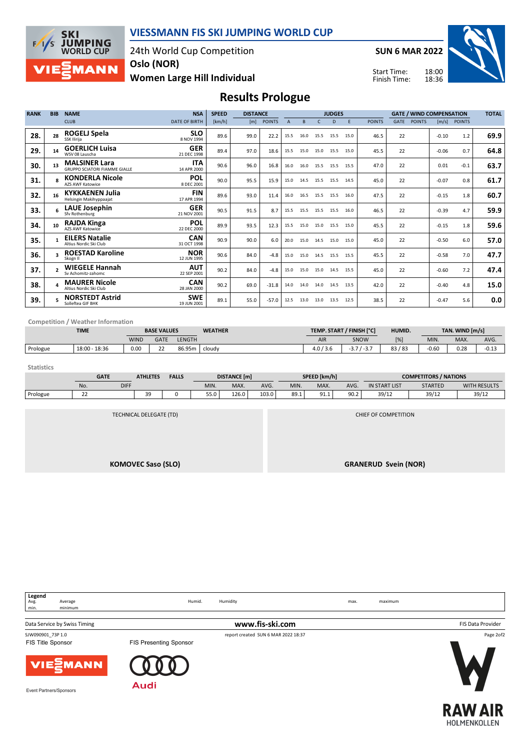# VIESSMANN FIS SKI JUMPING WORLD CUP

24th World Cup Competition
Oslo (NOR)
Women Large Hill Individual

SUN 6 MAR 2022

Start Time: 18:00
Finish Time: 18:36

## Results Prologue

| RANK | BIB | NAME / CLUB | NSA / DATE OF BIRTH | SPEED [km/h] | DISTANCE [m] | DISTANCE POINTS | JUDGES A | B | C | D | E | JUDGES POINTS | GATE | GATE POINTS | WIND [m/s] | WIND POINTS | TOTAL |
|---|---|---|---|---|---|---|---|---|---|---|---|---|---|---|---|---|---|
| 28. | 28 | ROGELJ Spela / SSK Ilirija | SLO / 8 NOV 1994 | 89.6 | 99.0 | 22.2 | 15.5 | 16.0 | 15.5 | 15.5 | 15.0 | 46.5 | 22 | | -0.10 | 1.2 | 69.9 |
| 29. | 14 | GOERLICH Luisa / WSV 08 Lauscha | GER / 21 DEC 1998 | 89.4 | 97.0 | 18.6 | 15.5 | 15.0 | 15.0 | 15.5 | 15.0 | 45.5 | 22 | | -0.06 | 0.7 | 64.8 |
| 30. | 13 | MALSINER Lara / GRUPPO SCIATORI FIAMME GIALLE | ITA / 14 APR 2000 | 90.6 | 96.0 | 16.8 | 16.0 | 16.0 | 15.5 | 15.5 | 15.5 | 47.0 | 22 | | 0.01 | -0.1 | 63.7 |
| 31. | 8 | KONDERLA Nicole / AZS AWF Katowice | POL / 8 DEC 2001 | 90.0 | 95.5 | 15.9 | 15.0 | 14.5 | 15.5 | 15.5 | 14.5 | 45.0 | 22 | | -0.07 | 0.8 | 61.7 |
| 32. | 16 | KYKKAENEN Julia / Helsingin Makihyppaajat | FIN / 17 APR 1994 | 89.6 | 93.0 | 11.4 | 16.0 | 16.5 | 15.5 | 15.5 | 16.0 | 47.5 | 22 | | -0.15 | 1.8 | 60.7 |
| 33. | 6 | LAUE Josephin / Sfv Rothenburg | GER / 21 NOV 2001 | 90.5 | 91.5 | 8.7 | 15.5 | 15.5 | 15.5 | 15.5 | 16.0 | 46.5 | 22 | | -0.39 | 4.7 | 59.9 |
| 34. | 10 | RAJDA Kinga / AZS AWF Katowice | POL / 22 DEC 2000 | 89.9 | 93.5 | 12.3 | 15.5 | 15.0 | 15.0 | 15.5 | 15.0 | 45.5 | 22 | | -0.15 | 1.8 | 59.6 |
| 35. | 1 | EILERS Natalie / Altius Nordic Ski Club | CAN / 31 OCT 1998 | 90.9 | 90.0 | 6.0 | 20.0 | 15.0 | 14.5 | 15.0 | 15.0 | 45.0 | 22 | | -0.50 | 6.0 | 57.0 |
| 36. | 3 | ROESTAD Karoline / Skogn Il | NOR / 12 JUN 1995 | 90.6 | 84.0 | -4.8 | 15.0 | 15.0 | 14.5 | 15.5 | 15.5 | 45.5 | 22 | | -0.58 | 7.0 | 47.7 |
| 37. | 2 | WIEGELE Hannah / Sv Achomitz-zahomc | AUT / 22 SEP 2001 | 90.2 | 84.0 | -4.8 | 15.0 | 15.0 | 15.0 | 14.5 | 15.5 | 45.0 | 22 | | -0.60 | 7.2 | 47.4 |
| 38. | 4 | MAURER Nicole / Altius Nordic Ski Club | CAN / 28 JAN 2000 | 90.2 | 69.0 | -31.8 | 14.0 | 14.0 | 14.0 | 14.5 | 13.5 | 42.0 | 22 | | -0.40 | 4.8 | 15.0 |
| 39. | 5 | NORSTEDT Astrid / Solleftea GIF BHK | SWE / 19 JUN 2001 | 89.1 | 55.0 | -57.0 | 12.5 | 13.0 | 13.0 | 13.5 | 12.5 | 38.5 | 22 | | -0.47 | 5.6 | 0.0 |

### Competition / Weather Information

| | TIME | BASE VALUES WIND | GATE | LENGTH | WEATHER | TEMP. START / FINISH [°C] AIR | SNOW | HUMID. [%] | TAN. WIND [m/s] MIN. | MAX. | AVG. |
|---|---|---|---|---|---|---|---|---|---|---|---|
| Prologue | 18:00 - 18:36 | 0.00 | 22 | 86.95m | cloudy | 4.0 / 3.6 | -3.7 / -3.7 | 83 / 83 | -0.60 | 0.28 | -0.13 |

### Statistics

| | GATE No. | GATE DIFF | ATHLETES | FALLS | DISTANCE [m] MIN. | MAX. | AVG. | SPEED [km/h] MIN. | MAX. | AVG. | COMPETITORS / NATIONS IN START LIST | STARTED | WITH RESULTS |
|---|---|---|---|---|---|---|---|---|---|---|---|---|---|
| Prologue | 22 | | 39 | 0 | 55.0 | 126.0 | 103.0 | 89.1 | 91.1 | 90.2 | 39/12 | 39/12 | 39/12 |

TECHNICAL DELEGATE (TD)
**KOMOVEC Saso (SLO)**

CHIEF OF COMPETITION
**GRANERUD Svein (NOR)**

Legend
Avg. Average
min. minimum
Humid. Humidity
max. maximum

Data Service by Swiss Timing — www.fis-ski.com — FIS Data Provider

SJW090901_73P 1.0 — report created SUN 6 MAR 2022 18:37

FIS Title Sponsor — FIS Presenting Sponsor — Event Partners/Sponsors